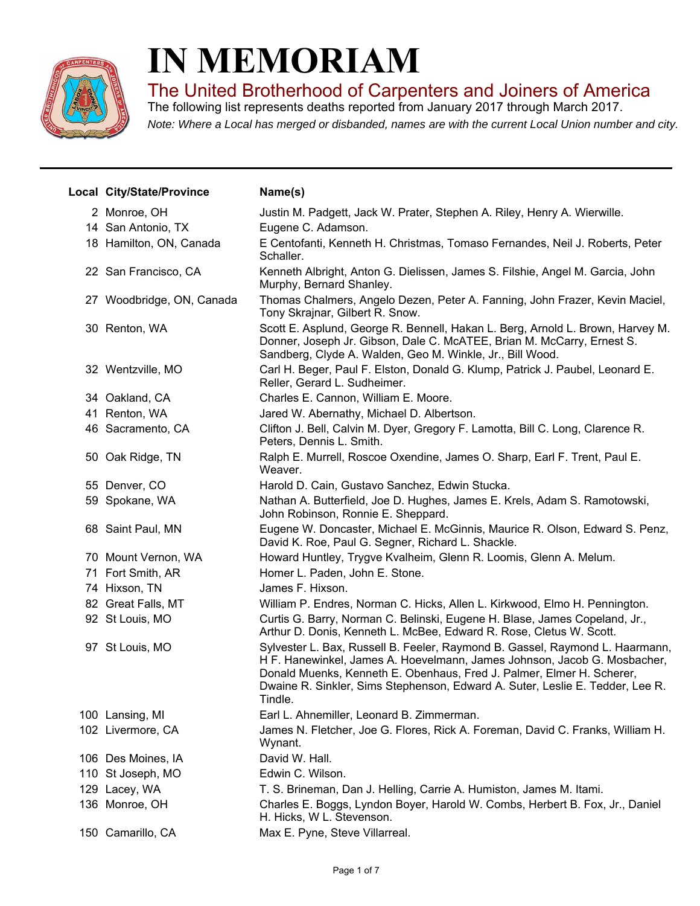# IN MEMORIAM

## The United Brotherhood of Carpenters and Joiners of America

The following list represents deaths reported from January 2017 through March 2017.

*Note: Where a Local has merged or disbanded, names are with the current Local Union number and city.*

| Local | City/State/Province | Name(s) |
|---|---|---|
| 2 | Monroe, OH | Justin M. Padgett, Jack W. Prater, Stephen A. Riley, Henry A. Wierwille. |
| 14 | San Antonio, TX | Eugene C. Adamson. |
| 18 | Hamilton, ON, Canada | E Centofanti, Kenneth H. Christmas, Tomaso Fernandes, Neil J. Roberts, Peter Schaller. |
| 22 | San Francisco, CA | Kenneth Albright, Anton G. Dielissen, James S. Filshie, Angel M. Garcia, John Murphy, Bernard Shanley. |
| 27 | Woodbridge, ON, Canada | Thomas Chalmers, Angelo Dezen, Peter A. Fanning, John Frazer, Kevin Maciel, Tony Skrajnar, Gilbert R. Snow. |
| 30 | Renton, WA | Scott E. Asplund, George R. Bennell, Hakan L. Berg, Arnold L. Brown, Harvey M. Donner, Joseph Jr. Gibson, Dale C. McATEE, Brian M. McCarry, Ernest S. Sandberg, Clyde A. Walden, Geo M. Winkle, Jr., Bill Wood. |
| 32 | Wentzville, MO | Carl H. Beger, Paul F. Elston, Donald G. Klump, Patrick J. Paubel, Leonard E. Reller, Gerard L. Sudheimer. |
| 34 | Oakland, CA | Charles E. Cannon, William E. Moore. |
| 41 | Renton, WA | Jared W. Abernathy, Michael D. Albertson. |
| 46 | Sacramento, CA | Clifton J. Bell, Calvin M. Dyer, Gregory F. Lamotta, Bill C. Long, Clarence R. Peters, Dennis L. Smith. |
| 50 | Oak Ridge, TN | Ralph E. Murrell, Roscoe Oxendine, James O. Sharp, Earl F. Trent, Paul E. Weaver. |
| 55 | Denver, CO | Harold D. Cain, Gustavo Sanchez, Edwin Stucka. |
| 59 | Spokane, WA | Nathan A. Butterfield, Joe D. Hughes, James E. Krels, Adam S. Ramotowski, John Robinson, Ronnie E. Sheppard. |
| 68 | Saint Paul, MN | Eugene W. Doncaster, Michael E. McGinnis, Maurice R. Olson, Edward S. Penz, David K. Roe, Paul G. Segner, Richard L. Shackle. |
| 70 | Mount Vernon, WA | Howard Huntley, Trygve Kvalheim, Glenn R. Loomis, Glenn A. Melum. |
| 71 | Fort Smith, AR | Homer L. Paden, John E. Stone. |
| 74 | Hixson, TN | James F. Hixson. |
| 82 | Great Falls, MT | William P. Endres, Norman C. Hicks, Allen L. Kirkwood, Elmo H. Pennington. |
| 92 | St Louis, MO | Curtis G. Barry, Norman C. Belinski, Eugene H. Blase, James Copeland, Jr., Arthur D. Donis, Kenneth L. McBee, Edward R. Rose, Cletus W. Scott. |
| 97 | St Louis, MO | Sylvester L. Bax, Russell B. Feeler, Raymond B. Gassel, Raymond L. Haarmann, H F. Hanewinkel, James A. Hoevelmann, James Johnson, Jacob G. Mosbacher, Donald Muenks, Kenneth E. Obenhaus, Fred J. Palmer, Elmer H. Scherer, Dwaine R. Sinkler, Sims Stephenson, Edward A. Suter, Leslie E. Tedder, Lee R. Tindle. |
| 100 | Lansing, MI | Earl L. Ahnemiller, Leonard B. Zimmerman. |
| 102 | Livermore, CA | James N. Fletcher, Joe G. Flores, Rick A. Foreman, David C. Franks, William H. Wynant. |
| 106 | Des Moines, IA | David W. Hall. |
| 110 | St Joseph, MO | Edwin C. Wilson. |
| 129 | Lacey, WA | T. S. Brineman, Dan J. Helling, Carrie A. Humiston, James M. Itami. |
| 136 | Monroe, OH | Charles E. Boggs, Lyndon Boyer, Harold W. Combs, Herbert B. Fox, Jr., Daniel H. Hicks, W L. Stevenson. |
| 150 | Camarillo, CA | Max E. Pyne, Steve Villarreal. |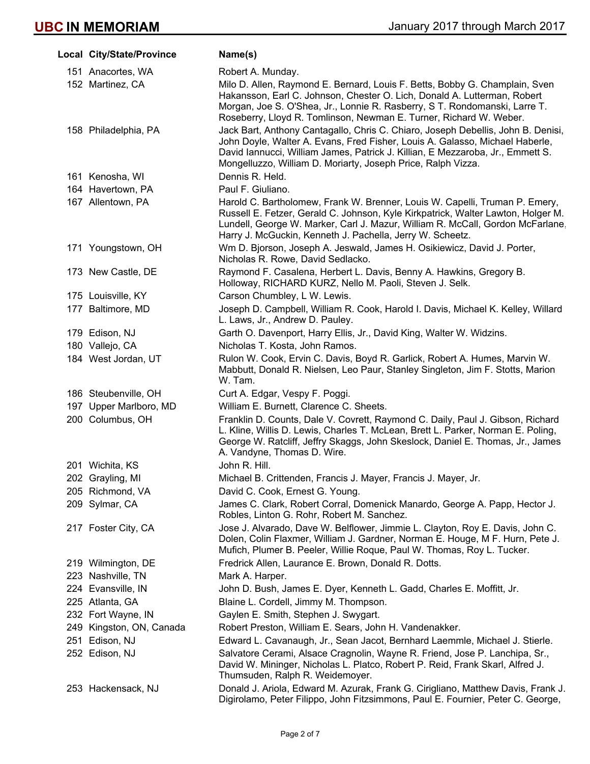| Local | City/State/Province | Name(s) |
|---|---|---|
| 151 | Anacortes, WA | Robert A. Munday. |
| 152 | Martinez, CA | Milo D. Allen, Raymond E. Bernard, Louis F. Betts, Bobby G. Champlain, Sven Hakansson, Earl C. Johnson, Chester O. Lich, Donald A. Lutterman, Robert Morgan, Joe S. O'Shea, Jr., Lonnie R. Rasberry, S T. Rondomanski, Larre T. Roseberry, Lloyd R. Tomlinson, Newman E. Turner, Richard W. Weber. |
| 158 | Philadelphia, PA | Jack Bart, Anthony Cantagallo, Chris C. Chiaro, Joseph Debellis, John B. Denisi, John Doyle, Walter A. Evans, Fred Fisher, Louis A. Galasso, Michael Haberle, David Iannucci, William James, Patrick J. Killian, E Mezzaroba, Jr., Emmett S. Mongelluzzo, William D. Moriarty, Joseph Price, Ralph Vizza. |
| 161 | Kenosha, WI | Dennis R. Held. |
| 164 | Havertown, PA | Paul F. Giuliano. |
| 167 | Allentown, PA | Harold C. Bartholomew, Frank W. Brenner, Louis W. Capelli, Truman P. Emery, Russell E. Fetzer, Gerald C. Johnson, Kyle Kirkpatrick, Walter Lawton, Holger M. Lundell, George W. Marker, Carl J. Mazur, William R. McCall, Gordon McFarlane, Harry J. McGuckin, Kenneth J. Pachella, Jerry W. Scheetz. |
| 171 | Youngstown, OH | Wm D. Bjorson, Joseph A. Jeswald, James H. Osikiewicz, David J. Porter, Nicholas R. Rowe, David Sedlacko. |
| 173 | New Castle, DE | Raymond F. Casalena, Herbert L. Davis, Benny A. Hawkins, Gregory B. Holloway, RICHARD KURZ, Nello M. Paoli, Steven J. Selk. |
| 175 | Louisville, KY | Carson Chumbley, L W. Lewis. |
| 177 | Baltimore, MD | Joseph D. Campbell, William R. Cook, Harold I. Davis, Michael K. Kelley, Willard L. Laws, Jr., Andrew D. Pauley. |
| 179 | Edison, NJ | Garth O. Davenport, Harry Ellis, Jr., David King, Walter W. Widzins. |
| 180 | Vallejo, CA | Nicholas T. Kosta, John Ramos. |
| 184 | West Jordan, UT | Rulon W. Cook, Ervin C. Davis, Boyd R. Garlick, Robert A. Humes, Marvin W. Mabbutt, Donald R. Nielsen, Leo Paur, Stanley Singleton, Jim F. Stotts, Marion W. Tam. |
| 186 | Steubenville, OH | Curt A. Edgar, Vespy F. Poggi. |
| 197 | Upper Marlboro, MD | William E. Burnett, Clarence C. Sheets. |
| 200 | Columbus, OH | Franklin D. Counts, Dale V. Covrett, Raymond C. Daily, Paul J. Gibson, Richard L. Kline, Willis D. Lewis, Charles T. McLean, Brett L. Parker, Norman E. Poling, George W. Ratcliff, Jeffry Skaggs, John Skeslock, Daniel E. Thomas, Jr., James A. Vandyne, Thomas D. Wire. |
| 201 | Wichita, KS | John R. Hill. |
| 202 | Grayling, MI | Michael B. Crittenden, Francis J. Mayer, Francis J. Mayer, Jr. |
| 205 | Richmond, VA | David C. Cook, Ernest G. Young. |
| 209 | Sylmar, CA | James C. Clark, Robert Corral, Domenick Manardo, George A. Papp, Hector J. Robles, Linton G. Rohr, Robert M. Sanchez. |
| 217 | Foster City, CA | Jose J. Alvarado, Dave W. Belflower, Jimmie L. Clayton, Roy E. Davis, John C. Dolen, Colin Flaxmer, William J. Gardner, Norman E. Houge, M F. Hurn, Pete J. Mufich, Plumer B. Peeler, Willie Roque, Paul W. Thomas, Roy L. Tucker. |
| 219 | Wilmington, DE | Fredrick Allen, Laurance E. Brown, Donald R. Dotts. |
| 223 | Nashville, TN | Mark A. Harper. |
| 224 | Evansville, IN | John D. Bush, James E. Dyer, Kenneth L. Gadd, Charles E. Moffitt, Jr. |
| 225 | Atlanta, GA | Blaine L. Cordell, Jimmy M. Thompson. |
| 232 | Fort Wayne, IN | Gaylen E. Smith, Stephen J. Swygart. |
| 249 | Kingston, ON, Canada | Robert Preston, William E. Sears, John H. Vandenakker. |
| 251 | Edison, NJ | Edward L. Cavanaugh, Jr., Sean Jacot, Bernhard Laemmle, Michael J. Stierle. |
| 252 | Edison, NJ | Salvatore Cerami, Alsace Cragnolin, Wayne R. Friend, Jose P. Lanchipa, Sr., David W. Mininger, Nicholas L. Platco, Robert P. Reid, Frank Skarl, Alfred J. Thumsuden, Ralph R. Weidemoyer. |
| 253 | Hackensack, NJ | Donald J. Ariola, Edward M. Azurak, Frank G. Cirigliano, Matthew Davis, Frank J. Digirolamo, Peter Filippo, John Fitzsimmons, Paul E. Fournier, Peter C. George, |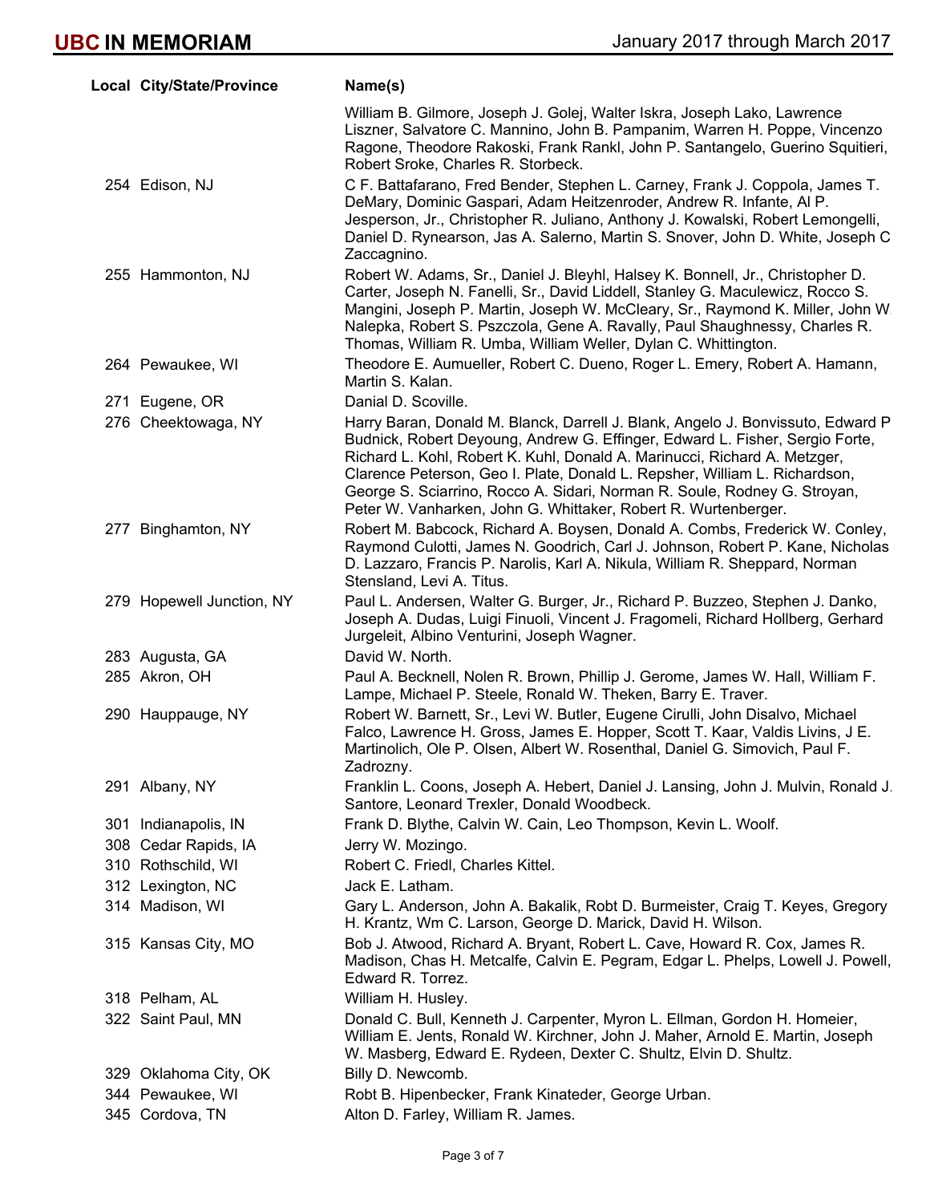| Local | City/State/Province | Name(s) |
|---|---|---|
| | | William B. Gilmore, Joseph J. Golej, Walter Iskra, Joseph Lako, Lawrence Liszner, Salvatore C. Mannino, John B. Pampanim, Warren H. Poppe, Vincenzo Ragone, Theodore Rakoski, Frank Rankl, John P. Santangelo, Guerino Squitieri, Robert Sroke, Charles R. Storbeck. |
| 254 | Edison, NJ | C F. Battafarano, Fred Bender, Stephen L. Carney, Frank J. Coppola, James T. DeMary, Dominic Gaspari, Adam Heitzenroder, Andrew R. Infante, Al P. Jesperson, Jr., Christopher R. Juliano, Anthony J. Kowalski, Robert Lemongelli, Daniel D. Rynearson, Jas A. Salerno, Martin S. Snover, John D. White, Joseph C Zaccagnino. |
| 255 | Hammonton, NJ | Robert W. Adams, Sr., Daniel J. Bleyhl, Halsey K. Bonnell, Jr., Christopher D. Carter, Joseph N. Fanelli, Sr., David Liddell, Stanley G. Maculewicz, Rocco S. Mangini, Joseph P. Martin, Joseph W. McCleary, Sr., Raymond K. Miller, John W Nalepka, Robert S. Pszczola, Gene A. Ravally, Paul Shaughnessy, Charles R. Thomas, William R. Umba, William Weller, Dylan C. Whittington. |
| 264 | Pewaukee, WI | Theodore E. Aumueller, Robert C. Dueno, Roger L. Emery, Robert A. Hamann, Martin S. Kalan. |
| 271 | Eugene, OR | Danial D. Scoville. |
| 276 | Cheektowaga, NY | Harry Baran, Donald M. Blanck, Darrell J. Blank, Angelo J. Bonvissuto, Edward P Budnick, Robert Deyoung, Andrew G. Effinger, Edward L. Fisher, Sergio Forte, Richard L. Kohl, Robert K. Kuhl, Donald A. Marinucci, Richard A. Metzger, Clarence Peterson, Geo I. Plate, Donald L. Repsher, William L. Richardson, George S. Sciarrino, Rocco A. Sidari, Norman R. Soule, Rodney G. Stroyan, Peter W. Vanharken, John G. Whittaker, Robert R. Wurtenberger. |
| 277 | Binghamton, NY | Robert M. Babcock, Richard A. Boysen, Donald A. Combs, Frederick W. Conley, Raymond Culotti, James N. Goodrich, Carl J. Johnson, Robert P. Kane, Nicholas D. Lazzaro, Francis P. Narolis, Karl A. Nikula, William R. Sheppard, Norman Stensland, Levi A. Titus. |
| 279 | Hopewell Junction, NY | Paul L. Andersen, Walter G. Burger, Jr., Richard P. Buzzeo, Stephen J. Danko, Joseph A. Dudas, Luigi Finuoli, Vincent J. Fragomeli, Richard Hollberg, Gerhard Jurgeleit, Albino Venturini, Joseph Wagner. |
| 283 | Augusta, GA | David W. North. |
| 285 | Akron, OH | Paul A. Becknell, Nolen R. Brown, Phillip J. Gerome, James W. Hall, William F. Lampe, Michael P. Steele, Ronald W. Theken, Barry E. Traver. |
| 290 | Hauppauge, NY | Robert W. Barnett, Sr., Levi W. Butler, Eugene Cirulli, John Disalvo, Michael Falco, Lawrence H. Gross, James E. Hopper, Scott T. Kaar, Valdis Livins, J E. Martinolich, Ole P. Olsen, Albert W. Rosenthal, Daniel G. Simovich, Paul F. Zadrozny. |
| 291 | Albany, NY | Franklin L. Coons, Joseph A. Hebert, Daniel J. Lansing, John J. Mulvin, Ronald J. Santore, Leonard Trexler, Donald Woodbeck. |
| 301 | Indianapolis, IN | Frank D. Blythe, Calvin W. Cain, Leo Thompson, Kevin L. Woolf. |
| 308 | Cedar Rapids, IA | Jerry W. Mozingo. |
| 310 | Rothschild, WI | Robert C. Friedl, Charles Kittel. |
| 312 | Lexington, NC | Jack E. Latham. |
| 314 | Madison, WI | Gary L. Anderson, John A. Bakalik, Robt D. Burmeister, Craig T. Keyes, Gregory H. Krantz, Wm C. Larson, George D. Marick, David H. Wilson. |
| 315 | Kansas City, MO | Bob J. Atwood, Richard A. Bryant, Robert L. Cave, Howard R. Cox, James R. Madison, Chas H. Metcalfe, Calvin E. Pegram, Edgar L. Phelps, Lowell J. Powell, Edward R. Torrez. |
| 318 | Pelham, AL | William H. Husley. |
| 322 | Saint Paul, MN | Donald C. Bull, Kenneth J. Carpenter, Myron L. Ellman, Gordon H. Homeier, William E. Jents, Ronald W. Kirchner, John J. Maher, Arnold E. Martin, Joseph W. Masberg, Edward E. Rydeen, Dexter C. Shultz, Elvin D. Shultz. |
| 329 | Oklahoma City, OK | Billy D. Newcomb. |
| 344 | Pewaukee, WI | Robt B. Hipenbecker, Frank Kinateder, George Urban. |
| 345 | Cordova, TN | Alton D. Farley, William R. James. |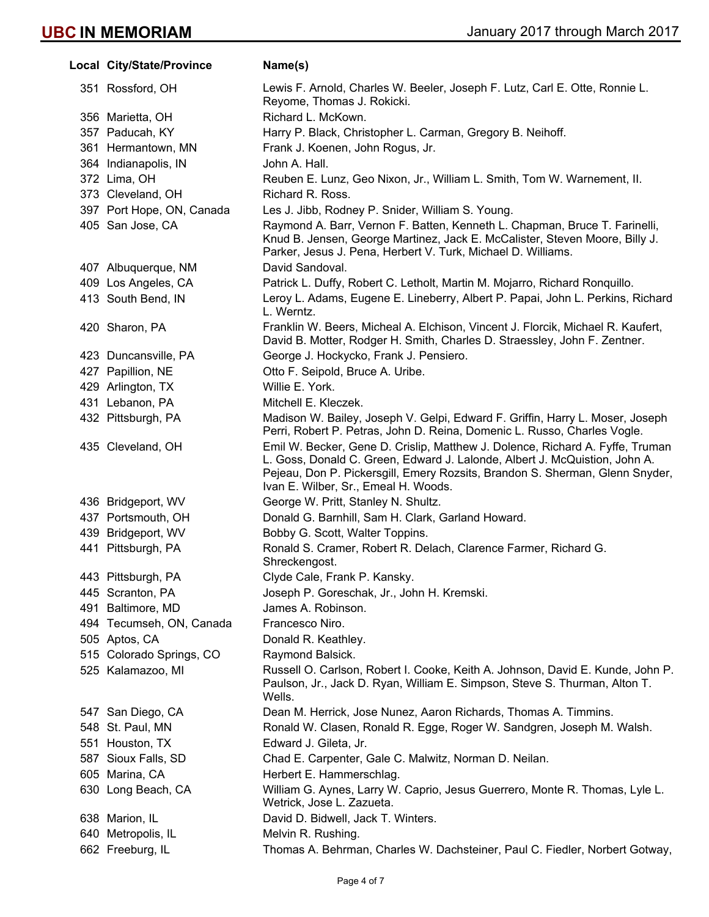| Local | City/State/Province | Name(s) |
|---|---|---|
| 351 | Rossford, OH | Lewis F. Arnold, Charles W. Beeler, Joseph F. Lutz, Carl E. Otte, Ronnie L. Reyome, Thomas J. Rokicki. |
| 356 | Marietta, OH | Richard L. McKown. |
| 357 | Paducah, KY | Harry P. Black, Christopher L. Carman, Gregory B. Neihoff. |
| 361 | Hermantown, MN | Frank J. Koenen, John Rogus, Jr. |
| 364 | Indianapolis, IN | John A. Hall. |
| 372 | Lima, OH | Reuben E. Lunz, Geo Nixon, Jr., William L. Smith, Tom W. Warnement, II. |
| 373 | Cleveland, OH | Richard R. Ross. |
| 397 | Port Hope, ON, Canada | Les J. Jibb, Rodney P. Snider, William S. Young. |
| 405 | San Jose, CA | Raymond A. Barr, Vernon F. Batten, Kenneth L. Chapman, Bruce T. Farinelli, Knud B. Jensen, George Martinez, Jack E. McCalister, Steven Moore, Billy J. Parker, Jesus J. Pena, Herbert V. Turk, Michael D. Williams. |
| 407 | Albuquerque, NM | David Sandoval. |
| 409 | Los Angeles, CA | Patrick L. Duffy, Robert C. Letholt, Martin M. Mojarro, Richard Ronquillo. |
| 413 | South Bend, IN | Leroy L. Adams, Eugene E. Lineberry, Albert P. Papai, John L. Perkins, Richard L. Werntz. |
| 420 | Sharon, PA | Franklin W. Beers, Micheal A. Elchison, Vincent J. Florcik, Michael R. Kaufert, David B. Motter, Rodger H. Smith, Charles D. Straessley, John F. Zentner. |
| 423 | Duncansville, PA | George J. Hockycko, Frank J. Pensiero. |
| 427 | Papillion, NE | Otto F. Seipold, Bruce A. Uribe. |
| 429 | Arlington, TX | Willie E. York. |
| 431 | Lebanon, PA | Mitchell E. Kleczek. |
| 432 | Pittsburgh, PA | Madison W. Bailey, Joseph V. Gelpi, Edward F. Griffin, Harry L. Moser, Joseph Perri, Robert P. Petras, John D. Reina, Domenic L. Russo, Charles Vogle. |
| 435 | Cleveland, OH | Emil W. Becker, Gene D. Crislip, Matthew J. Dolence, Richard A. Fyffe, Truman L. Goss, Donald C. Green, Edward J. Lalonde, Albert J. McQuistion, John A. Pejeau, Don P. Pickersgill, Emery Rozsits, Brandon S. Sherman, Glenn Snyder, Ivan E. Wilber, Sr., Emeal H. Woods. |
| 436 | Bridgeport, WV | George W. Pritt, Stanley N. Shultz. |
| 437 | Portsmouth, OH | Donald G. Barnhill, Sam H. Clark, Garland Howard. |
| 439 | Bridgeport, WV | Bobby G. Scott, Walter Toppins. |
| 441 | Pittsburgh, PA | Ronald S. Cramer, Robert R. Delach, Clarence Farmer, Richard G. Shreckengost. |
| 443 | Pittsburgh, PA | Clyde Cale, Frank P. Kansky. |
| 445 | Scranton, PA | Joseph P. Goreschak, Jr., John H. Kremski. |
| 491 | Baltimore, MD | James A. Robinson. |
| 494 | Tecumseh, ON, Canada | Francesco Niro. |
| 505 | Aptos, CA | Donald R. Keathley. |
| 515 | Colorado Springs, CO | Raymond Balsick. |
| 525 | Kalamazoo, MI | Russell O. Carlson, Robert I. Cooke, Keith A. Johnson, David E. Kunde, John P. Paulson, Jr., Jack D. Ryan, William E. Simpson, Steve S. Thurman, Alton T. Wells. |
| 547 | San Diego, CA | Dean M. Herrick, Jose Nunez, Aaron Richards, Thomas A. Timmins. |
| 548 | St. Paul, MN | Ronald W. Clasen, Ronald R. Egge, Roger W. Sandgren, Joseph M. Walsh. |
| 551 | Houston, TX | Edward J. Gileta, Jr. |
| 587 | Sioux Falls, SD | Chad E. Carpenter, Gale C. Malwitz, Norman D. Neilan. |
| 605 | Marina, CA | Herbert E. Hammerschlag. |
| 630 | Long Beach, CA | William G. Aynes, Larry W. Caprio, Jesus Guerrero, Monte R. Thomas, Lyle L. Wetrick, Jose L. Zazueta. |
| 638 | Marion, IL | David D. Bidwell, Jack T. Winters. |
| 640 | Metropolis, IL | Melvin R. Rushing. |
| 662 | Freeburg, IL | Thomas A. Behrman, Charles W. Dachsteiner, Paul C. Fiedler, Norbert Gotway, |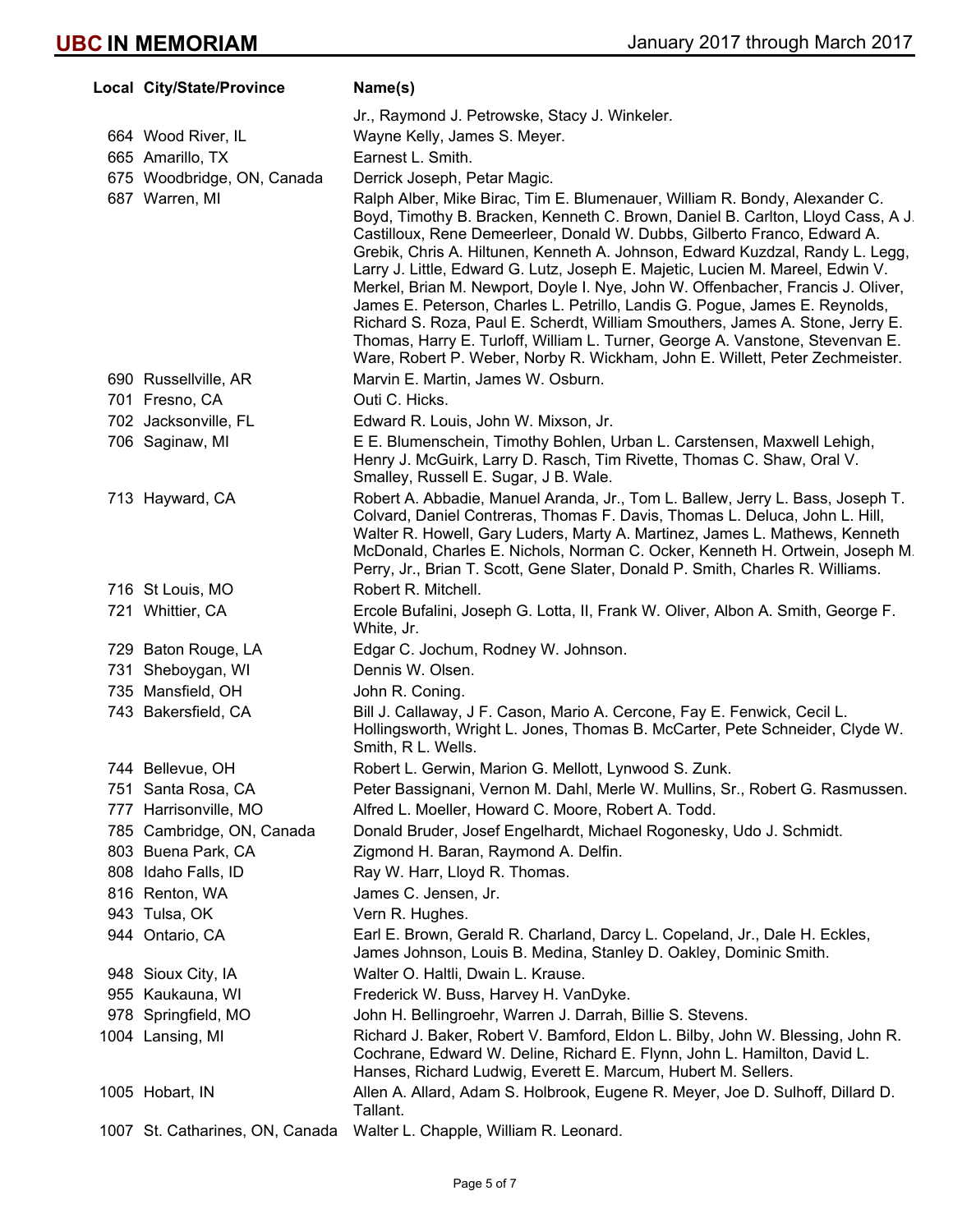| Local | City/State/Province | Name(s) |
| --- | --- | --- |
| | | Jr., Raymond J. Petrowske, Stacy J. Winkeler. |
| 664 | Wood River, IL | Wayne Kelly, James S. Meyer. |
| 665 | Amarillo, TX | Earnest L. Smith. |
| 675 | Woodbridge, ON, Canada | Derrick Joseph, Petar Magic. |
| 687 | Warren, MI | Ralph Alber, Mike Birac, Tim E. Blumenauer, William R. Bondy, Alexander C. Boyd, Timothy B. Bracken, Kenneth C. Brown, Daniel B. Carlton, Lloyd Cass, A J. Castilloux, Rene Demeerleer, Donald W. Dubbs, Gilberto Franco, Edward A. Grebik, Chris A. Hiltunen, Kenneth A. Johnson, Edward Kuzdzal, Randy L. Legg, Larry J. Little, Edward G. Lutz, Joseph E. Majetic, Lucien M. Mareel, Edwin V. Merkel, Brian M. Newport, Doyle I. Nye, John W. Offenbacher, Francis J. Oliver, James E. Peterson, Charles L. Petrillo, Landis G. Pogue, James E. Reynolds, Richard S. Roza, Paul E. Scherdt, William Smouthers, James A. Stone, Jerry E. Thomas, Harry E. Turloff, William L. Turner, George A. Vanstone, Stevenvan E. Ware, Robert P. Weber, Norby R. Wickham, John E. Willett, Peter Zechmeister. |
| 690 | Russellville, AR | Marvin E. Martin, James W. Osburn. |
| 701 | Fresno, CA | Outi C. Hicks. |
| 702 | Jacksonville, FL | Edward R. Louis, John W. Mixson, Jr. |
| 706 | Saginaw, MI | E E. Blumenschein, Timothy Bohlen, Urban L. Carstensen, Maxwell Lehigh, Henry J. McGuirk, Larry D. Rasch, Tim Rivette, Thomas C. Shaw, Oral V. Smalley, Russell E. Sugar, J B. Wale. |
| 713 | Hayward, CA | Robert A. Abbadie, Manuel Aranda, Jr., Tom L. Ballew, Jerry L. Bass, Joseph T. Colvard, Daniel Contreras, Thomas F. Davis, Thomas L. Deluca, John L. Hill, Walter R. Howell, Gary Luders, Marty A. Martinez, James L. Mathews, Kenneth McDonald, Charles E. Nichols, Norman C. Ocker, Kenneth H. Ortwein, Joseph M. Perry, Jr., Brian T. Scott, Gene Slater, Donald P. Smith, Charles R. Williams. |
| 716 | St Louis, MO | Robert R. Mitchell. |
| 721 | Whittier, CA | Ercole Bufalini, Joseph G. Lotta, II, Frank W. Oliver, Albon A. Smith, George F. White, Jr. |
| 729 | Baton Rouge, LA | Edgar C. Jochum, Rodney W. Johnson. |
| 731 | Sheboygan, WI | Dennis W. Olsen. |
| 735 | Mansfield, OH | John R. Coning. |
| 743 | Bakersfield, CA | Bill J. Callaway, J F. Cason, Mario A. Cercone, Fay E. Fenwick, Cecil L. Hollingsworth, Wright L. Jones, Thomas B. McCarter, Pete Schneider, Clyde W. Smith, R L. Wells. |
| 744 | Bellevue, OH | Robert L. Gerwin, Marion G. Mellott, Lynwood S. Zunk. |
| 751 | Santa Rosa, CA | Peter Bassignani, Vernon M. Dahl, Merle W. Mullins, Sr., Robert G. Rasmussen. |
| 777 | Harrisonville, MO | Alfred L. Moeller, Howard C. Moore, Robert A. Todd. |
| 785 | Cambridge, ON, Canada | Donald Bruder, Josef Engelhardt, Michael Rogonesky, Udo J. Schmidt. |
| 803 | Buena Park, CA | Zigmond H. Baran, Raymond A. Delfin. |
| 808 | Idaho Falls, ID | Ray W. Harr, Lloyd R. Thomas. |
| 816 | Renton, WA | James C. Jensen, Jr. |
| 943 | Tulsa, OK | Vern R. Hughes. |
| 944 | Ontario, CA | Earl E. Brown, Gerald R. Charland, Darcy L. Copeland, Jr., Dale H. Eckles, James Johnson, Louis B. Medina, Stanley D. Oakley, Dominic Smith. |
| 948 | Sioux City, IA | Walter O. Haltli, Dwain L. Krause. |
| 955 | Kaukauna, WI | Frederick W. Buss, Harvey H. VanDyke. |
| 978 | Springfield, MO | John H. Bellingroehr, Warren J. Darrah, Billie S. Stevens. |
| 1004 | Lansing, MI | Richard J. Baker, Robert V. Bamford, Eldon L. Bilby, John W. Blessing, John R. Cochrane, Edward W. Deline, Richard E. Flynn, John L. Hamilton, David L. Hanses, Richard Ludwig, Everett E. Marcum, Hubert M. Sellers. |
| 1005 | Hobart, IN | Allen A. Allard, Adam S. Holbrook, Eugene R. Meyer, Joe D. Sulhoff, Dillard D. Tallant. |
| 1007 | St. Catharines, ON, Canada | Walter L. Chapple, William R. Leonard. |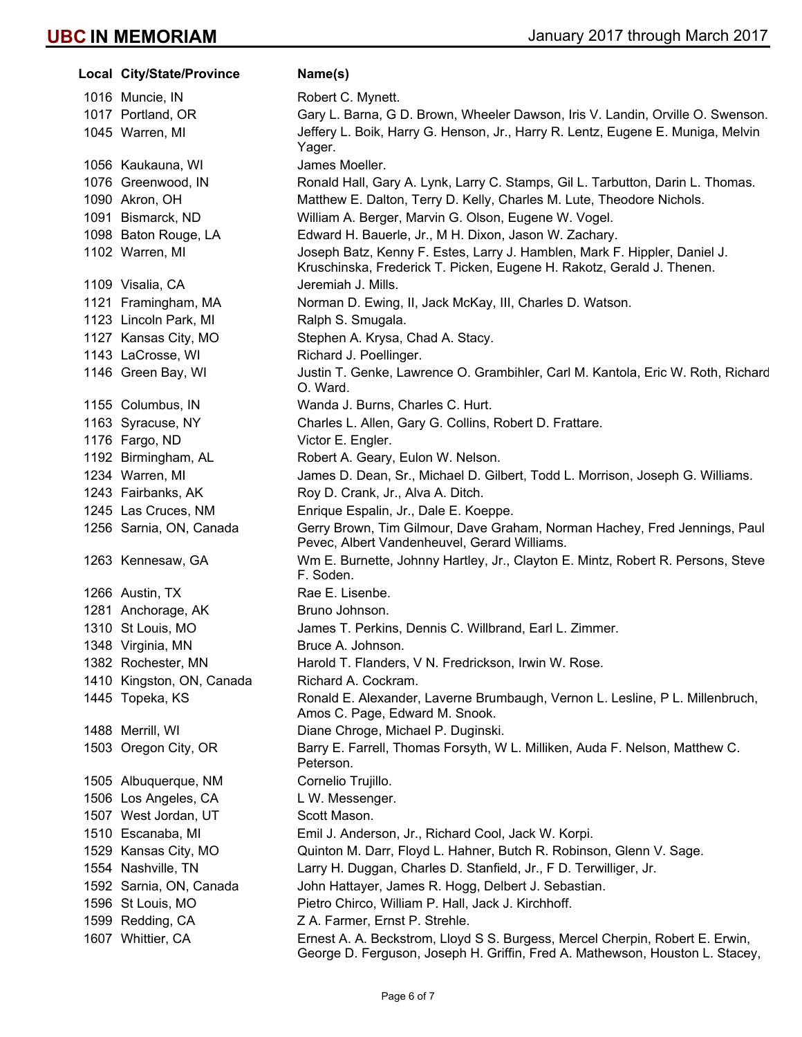| Local | City/State/Province | Name(s) |
|---|---|---|
| 1016 | Muncie, IN | Robert C. Mynett. |
| 1017 | Portland, OR | Gary L. Barna, G D. Brown, Wheeler Dawson, Iris V. Landin, Orville O. Swenson. |
| 1045 | Warren, MI | Jeffery L. Boik, Harry G. Henson, Jr., Harry R. Lentz, Eugene E. Muniga, Melvin Yager. |
| 1056 | Kaukauna, WI | James Moeller. |
| 1076 | Greenwood, IN | Ronald Hall, Gary A. Lynk, Larry C. Stamps, Gil L. Tarbutton, Darin L. Thomas. |
| 1090 | Akron, OH | Matthew E. Dalton, Terry D. Kelly, Charles M. Lute, Theodore Nichols. |
| 1091 | Bismarck, ND | William A. Berger, Marvin G. Olson, Eugene W. Vogel. |
| 1098 | Baton Rouge, LA | Edward H. Bauerle, Jr., M H. Dixon, Jason W. Zachary. |
| 1102 | Warren, MI | Joseph Batz, Kenny F. Estes, Larry J. Hamblen, Mark F. Hippler, Daniel J. Kruschinska, Frederick T. Picken, Eugene H. Rakotz, Gerald J. Thenen. |
| 1109 | Visalia, CA | Jeremiah J. Mills. |
| 1121 | Framingham, MA | Norman D. Ewing, II, Jack McKay, III, Charles D. Watson. |
| 1123 | Lincoln Park, MI | Ralph S. Smugala. |
| 1127 | Kansas City, MO | Stephen A. Krysa, Chad A. Stacy. |
| 1143 | LaCrosse, WI | Richard J. Poellinger. |
| 1146 | Green Bay, WI | Justin T. Genke, Lawrence O. Grambihler, Carl M. Kantola, Eric W. Roth, Richard O. Ward. |
| 1155 | Columbus, IN | Wanda J. Burns, Charles C. Hurt. |
| 1163 | Syracuse, NY | Charles L. Allen, Gary G. Collins, Robert D. Frattare. |
| 1176 | Fargo, ND | Victor E. Engler. |
| 1192 | Birmingham, AL | Robert A. Geary, Eulon W. Nelson. |
| 1234 | Warren, MI | James D. Dean, Sr., Michael D. Gilbert, Todd L. Morrison, Joseph G. Williams. |
| 1243 | Fairbanks, AK | Roy D. Crank, Jr., Alva A. Ditch. |
| 1245 | Las Cruces, NM | Enrique Espalin, Jr., Dale E. Koeppe. |
| 1256 | Sarnia, ON, Canada | Gerry Brown, Tim Gilmour, Dave Graham, Norman Hachey, Fred Jennings, Paul Pevec, Albert Vandenheuvel, Gerard Williams. |
| 1263 | Kennesaw, GA | Wm E. Burnette, Johnny Hartley, Jr., Clayton E. Mintz, Robert R. Persons, Steve F. Soden. |
| 1266 | Austin, TX | Rae E. Lisenbe. |
| 1281 | Anchorage, AK | Bruno Johnson. |
| 1310 | St Louis, MO | James T. Perkins, Dennis C. Willbrand, Earl L. Zimmer. |
| 1348 | Virginia, MN | Bruce A. Johnson. |
| 1382 | Rochester, MN | Harold T. Flanders, V N. Fredrickson, Irwin W. Rose. |
| 1410 | Kingston, ON, Canada | Richard A. Cockram. |
| 1445 | Topeka, KS | Ronald E. Alexander, Laverne Brumbaugh, Vernon L. Lesline, P L. Millenbruch, Amos C. Page, Edward M. Snook. |
| 1488 | Merrill, WI | Diane Chroge, Michael P. Duginski. |
| 1503 | Oregon City, OR | Barry E. Farrell, Thomas Forsyth, W L. Milliken, Auda F. Nelson, Matthew C. Peterson. |
| 1505 | Albuquerque, NM | Cornelio Trujillo. |
| 1506 | Los Angeles, CA | L W. Messenger. |
| 1507 | West Jordan, UT | Scott Mason. |
| 1510 | Escanaba, MI | Emil J. Anderson, Jr., Richard Cool, Jack W. Korpi. |
| 1529 | Kansas City, MO | Quinton M. Darr, Floyd L. Hahner, Butch R. Robinson, Glenn V. Sage. |
| 1554 | Nashville, TN | Larry H. Duggan, Charles D. Stanfield, Jr., F D. Terwilliger, Jr. |
| 1592 | Sarnia, ON, Canada | John Hattayer, James R. Hogg, Delbert J. Sebastian. |
| 1596 | St Louis, MO | Pietro Chirco, William P. Hall, Jack J. Kirchhoff. |
| 1599 | Redding, CA | Z A. Farmer, Ernst P. Strehle. |
| 1607 | Whittier, CA | Ernest A. A. Beckstrom, Lloyd S S. Burgess, Mercel Cherpin, Robert E. Erwin, George D. Ferguson, Joseph H. Griffin, Fred A. Mathewson, Houston L. Stacey, |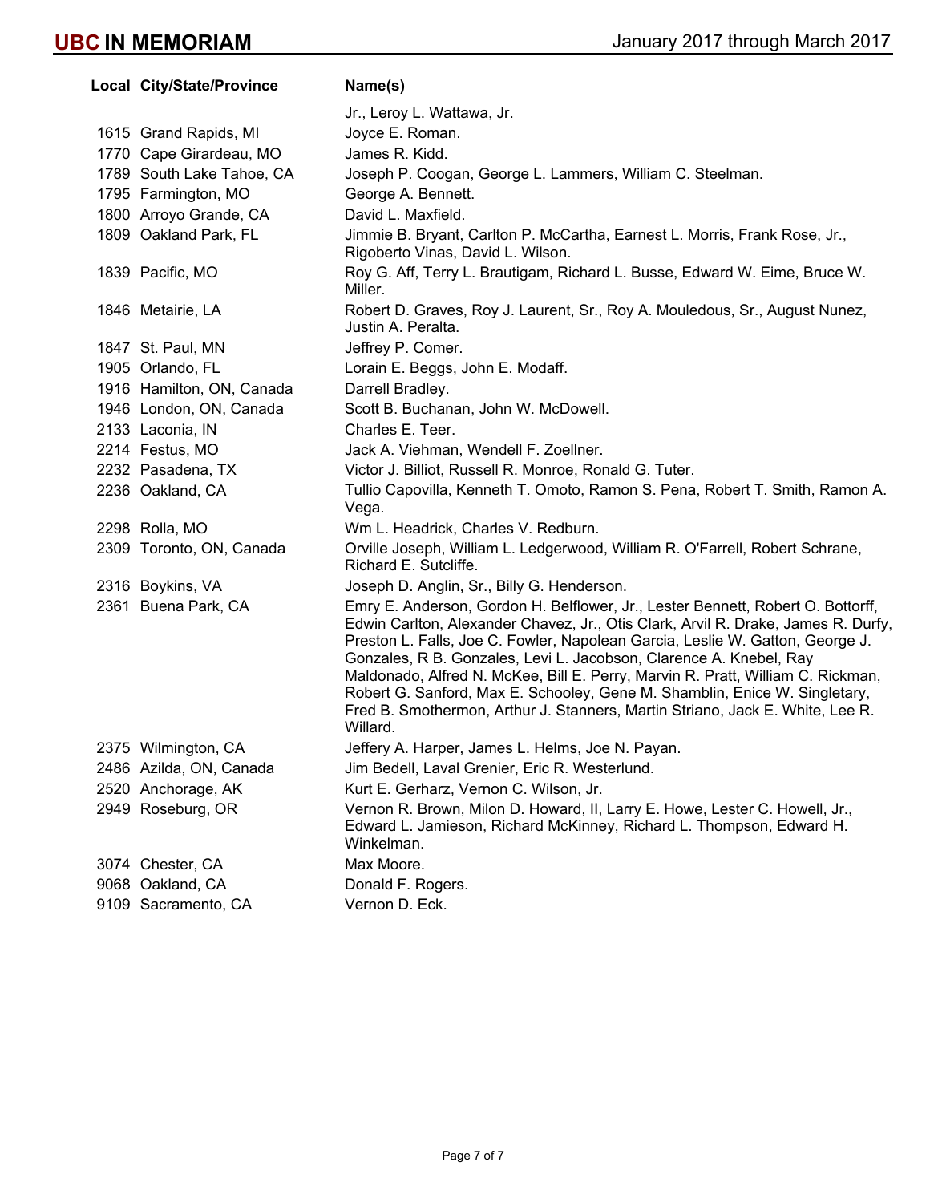| Local | City/State/Province | Name(s) |
|---|---|---|
| | | Jr., Leroy L. Wattawa, Jr. |
| 1615 | Grand Rapids, MI | Joyce E. Roman. |
| 1770 | Cape Girardeau, MO | James R. Kidd. |
| 1789 | South Lake Tahoe, CA | Joseph P. Coogan, George L. Lammers, William C. Steelman. |
| 1795 | Farmington, MO | George A. Bennett. |
| 1800 | Arroyo Grande, CA | David L. Maxfield. |
| 1809 | Oakland Park, FL | Jimmie B. Bryant, Carlton P. McCartha, Earnest L. Morris, Frank Rose, Jr., Rigoberto Vinas, David L. Wilson. |
| 1839 | Pacific, MO | Roy G. Aff, Terry L. Brautigam, Richard L. Busse, Edward W. Eime, Bruce W. Miller. |
| 1846 | Metairie, LA | Robert D. Graves, Roy J. Laurent, Sr., Roy A. Mouledous, Sr., August Nunez, Justin A. Peralta. |
| 1847 | St. Paul, MN | Jeffrey P. Comer. |
| 1905 | Orlando, FL | Lorain E. Beggs, John E. Modaff. |
| 1916 | Hamilton, ON, Canada | Darrell Bradley. |
| 1946 | London, ON, Canada | Scott B. Buchanan, John W. McDowell. |
| 2133 | Laconia, IN | Charles E. Teer. |
| 2214 | Festus, MO | Jack A. Viehman, Wendell F. Zoellner. |
| 2232 | Pasadena, TX | Victor J. Billiot, Russell R. Monroe, Ronald G. Tuter. |
| 2236 | Oakland, CA | Tullio Capovilla, Kenneth T. Omoto, Ramon S. Pena, Robert T. Smith, Ramon A. Vega. |
| 2298 | Rolla, MO | Wm L. Headrick, Charles V. Redburn. |
| 2309 | Toronto, ON, Canada | Orville Joseph, William L. Ledgerwood, William R. O'Farrell, Robert Schrane, Richard E. Sutcliffe. |
| 2316 | Boykins, VA | Joseph D. Anglin, Sr., Billy G. Henderson. |
| 2361 | Buena Park, CA | Emry E. Anderson, Gordon H. Belflower, Jr., Lester Bennett, Robert O. Bottorff, Edwin Carlton, Alexander Chavez, Jr., Otis Clark, Arvil R. Drake, James R. Durfy, Preston L. Falls, Joe C. Fowler, Napolean Garcia, Leslie W. Gatton, George J. Gonzales, R B. Gonzales, Levi L. Jacobson, Clarence A. Knebel, Ray Maldonado, Alfred N. McKee, Bill E. Perry, Marvin R. Pratt, William C. Rickman, Robert G. Sanford, Max E. Schooley, Gene M. Shamblin, Enice W. Singletary, Fred B. Smothermon, Arthur J. Stanners, Martin Striano, Jack E. White, Lee R. Willard. |
| 2375 | Wilmington, CA | Jeffery A. Harper, James L. Helms, Joe N. Payan. |
| 2486 | Azilda, ON, Canada | Jim Bedell, Laval Grenier, Eric R. Westerlund. |
| 2520 | Anchorage, AK | Kurt E. Gerharz, Vernon C. Wilson, Jr. |
| 2949 | Roseburg, OR | Vernon R. Brown, Milon D. Howard, II, Larry E. Howe, Lester C. Howell, Jr., Edward L. Jamieson, Richard McKinney, Richard L. Thompson, Edward H. Winkelman. |
| 3074 | Chester, CA | Max Moore. |
| 9068 | Oakland, CA | Donald F. Rogers. |
| 9109 | Sacramento, CA | Vernon D. Eck. |